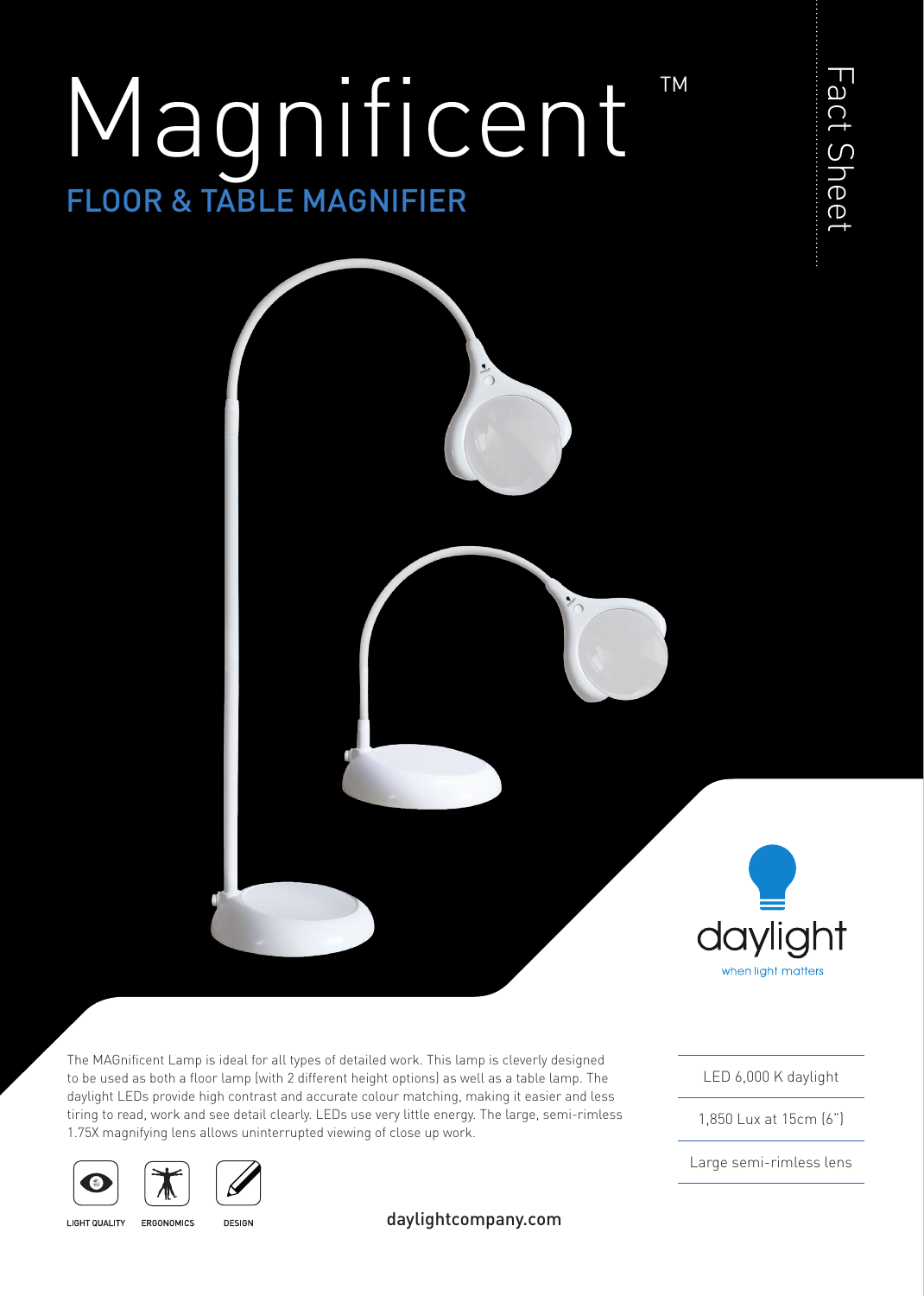# Magnificent™

## FLOOR & TABLE MAGNIFIER

Fact Sheet

daylight

when light matters

The MAGnificent Lamp is ideal for all types of detailed work. This lamp is cleverly designed to be used as both a floor lamp (with 2 different height options) as well as a table lamp. The daylight LEDs provide high contrast and accurate colour matching, making it easier and less tiring to read, work and see detail clearly. LEDs use very little energy. The large, semi-rimless 1.75X magnifying lens allows uninterrupted viewing of close up work.

- LED 6,000 K daylight
- 1,850 Lux at 15cm (6")
- Large semi-rimless lens

LIGHT QUALITY ERGONOMICS DESIGN

daylightcompany.com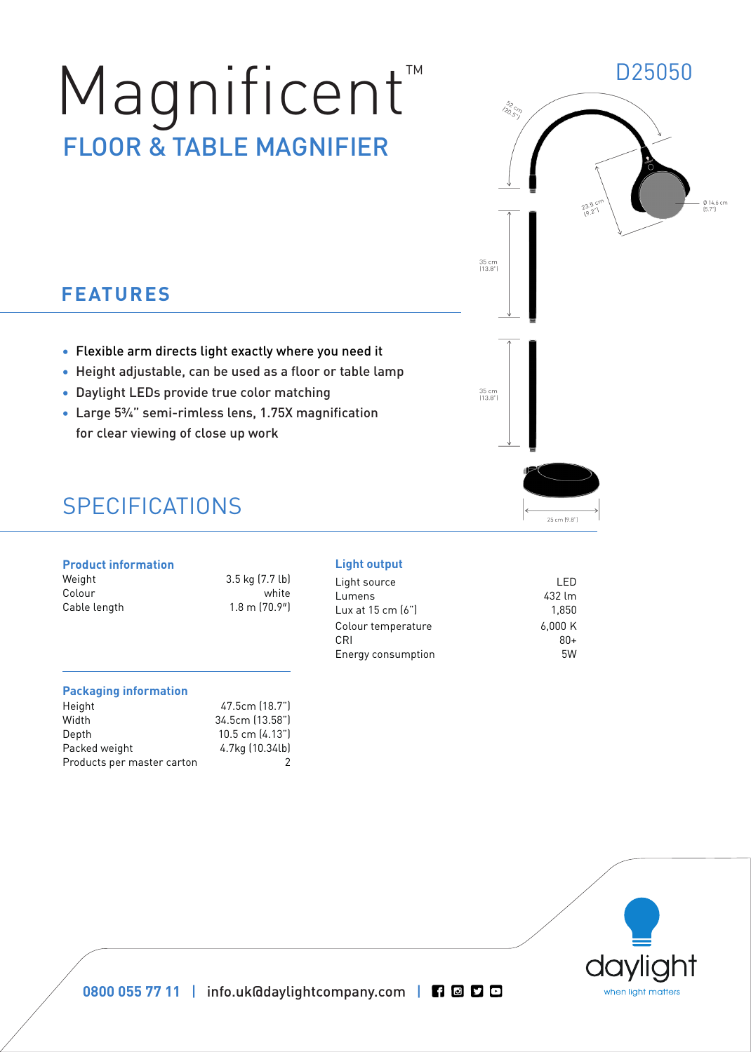# Magnificent™

## FLOOR & TABLE MAGNIFIER

D25050

52 cm (20.5")

23.5 cm (9.2")

Ø 14.6 cm (5.7")

35 cm (13.8")

35 cm (13.8")

25 cm (9.8")

## FEATURES

- Flexible arm directs light exactly where you need it
- Height adjustable, can be used as a floor or table lamp
- Daylight LEDs provide true color matching
- Large 5¾" semi-rimless lens, 1.75X magnification for clear viewing of close up work

## SPECIFICATIONS

**Product information**

| | |
|---|---|
| Weight | 3.5 kg (7.7 lb) |
| Colour | white |
| Cable length | 1.8 m (70.9") |

**Light output**

| | |
|---|---|
| Light source | LED |
| Lumens | 432 lm |
| Lux at 15 cm (6") | 1,850 |
| Colour temperature | 6,000 K |
| CRI | 80+ |
| Energy consumption | 5W |

**Packaging information**

| | |
|---|---|
| Height | 47.5cm (18.7") |
| Width | 34.5cm (13.58") |
| Depth | 10.5 cm (4.13") |
| Packed weight | 4.7kg (10.34lb) |
| Products per master carton | 2 |

0800 055 77 11 | info.uk@daylightcompany.com

daylight
when light matters